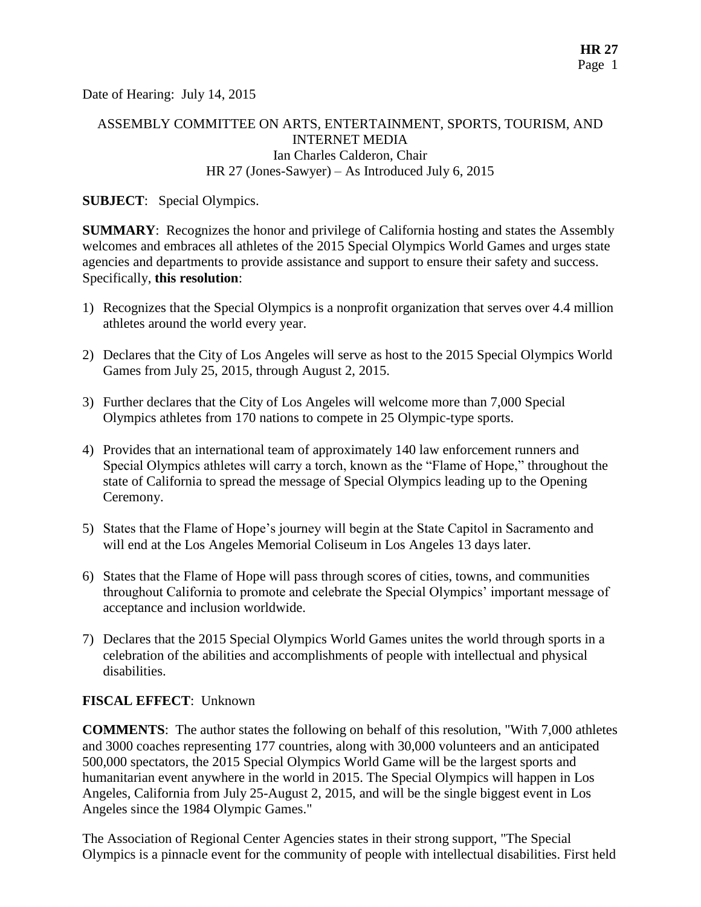Date of Hearing: July 14, 2015

ASSEMBLY COMMITTEE ON ARTS, ENTERTAINMENT, SPORTS, TOURISM, AND INTERNET MEDIA
Ian Charles Calderon, Chair
HR 27 (Jones-Sawyer) – As Introduced July 6, 2015

**SUBJECT**: Special Olympics.

**SUMMARY**: Recognizes the honor and privilege of California hosting and states the Assembly welcomes and embraces all athletes of the 2015 Special Olympics World Games and urges state agencies and departments to provide assistance and support to ensure their safety and success. Specifically, **this resolution**:

1) Recognizes that the Special Olympics is a nonprofit organization that serves over 4.4 million athletes around the world every year.
2) Declares that the City of Los Angeles will serve as host to the 2015 Special Olympics World Games from July 25, 2015, through August 2, 2015.
3) Further declares that the City of Los Angeles will welcome more than 7,000 Special Olympics athletes from 170 nations to compete in 25 Olympic-type sports.
4) Provides that an international team of approximately 140 law enforcement runners and Special Olympics athletes will carry a torch, known as the "Flame of Hope," throughout the state of California to spread the message of Special Olympics leading up to the Opening Ceremony.
5) States that the Flame of Hope's journey will begin at the State Capitol in Sacramento and will end at the Los Angeles Memorial Coliseum in Los Angeles 13 days later.
6) States that the Flame of Hope will pass through scores of cities, towns, and communities throughout California to promote and celebrate the Special Olympics' important message of acceptance and inclusion worldwide.
7) Declares that the 2015 Special Olympics World Games unites the world through sports in a celebration of the abilities and accomplishments of people with intellectual and physical disabilities.

**FISCAL EFFECT**: Unknown

**COMMENTS**: The author states the following on behalf of this resolution, "With 7,000 athletes and 3000 coaches representing 177 countries, along with 30,000 volunteers and an anticipated 500,000 spectators, the 2015 Special Olympics World Game will be the largest sports and humanitarian event anywhere in the world in 2015. The Special Olympics will happen in Los Angeles, California from July 25-August 2, 2015, and will be the single biggest event in Los Angeles since the 1984 Olympic Games."

The Association of Regional Center Agencies states in their strong support, "The Special Olympics is a pinnacle event for the community of people with intellectual disabilities. First held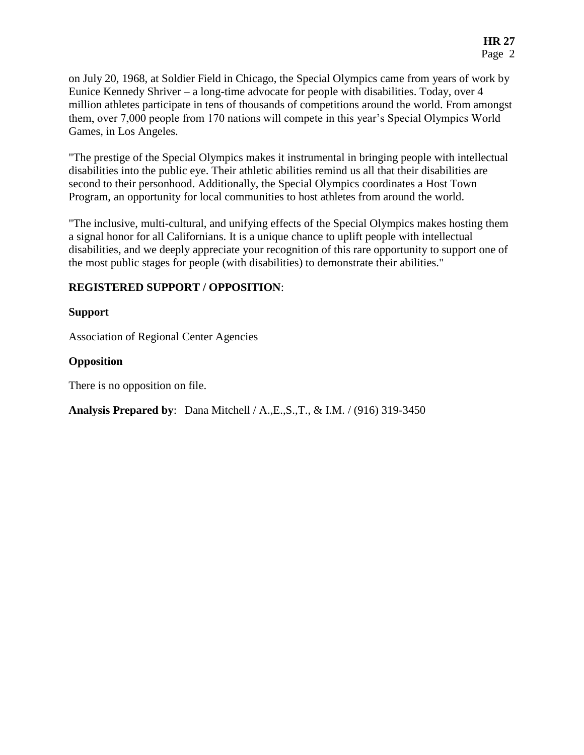on July 20, 1968, at Soldier Field in Chicago, the Special Olympics came from years of work by Eunice Kennedy Shriver – a long-time advocate for people with disabilities. Today, over 4 million athletes participate in tens of thousands of competitions around the world. From amongst them, over 7,000 people from 170 nations will compete in this year's Special Olympics World Games, in Los Angeles.

"The prestige of the Special Olympics makes it instrumental in bringing people with intellectual disabilities into the public eye. Their athletic abilities remind us all that their disabilities are second to their personhood. Additionally, the Special Olympics coordinates a Host Town Program, an opportunity for local communities to host athletes from around the world.

"The inclusive, multi-cultural, and unifying effects of the Special Olympics makes hosting them a signal honor for all Californians. It is a unique chance to uplift people with intellectual disabilities, and we deeply appreciate your recognition of this rare opportunity to support one of the most public stages for people (with disabilities) to demonstrate their abilities."

**REGISTERED SUPPORT / OPPOSITION**:

**Support**

Association of Regional Center Agencies

**Opposition**

There is no opposition on file.

**Analysis Prepared by**: Dana Mitchell / A.,E.,S.,T., & I.M. / (916) 319-3450